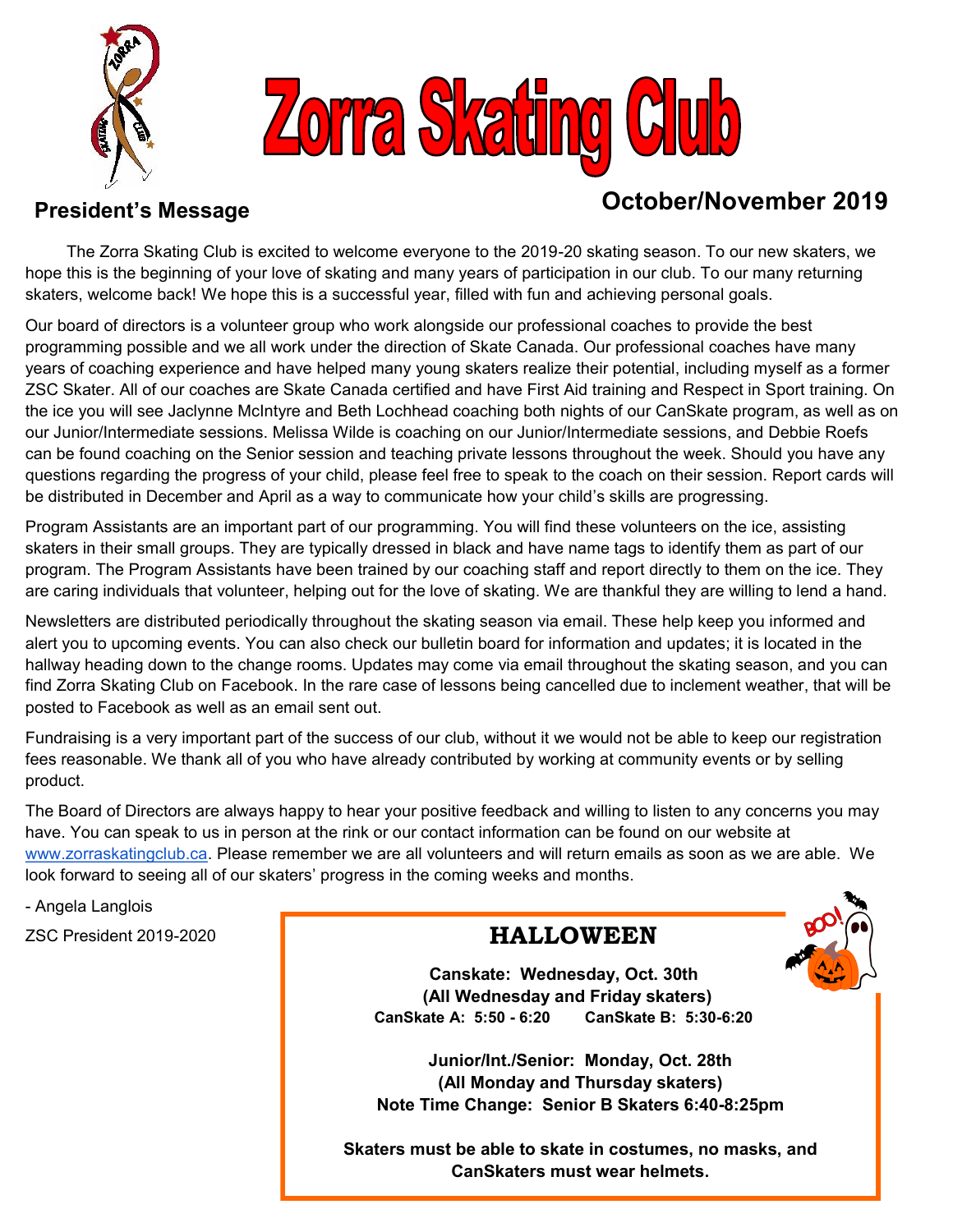# Zorra Skating Club

## President's Message

## October/November 2019

The Zorra Skating Club is excited to welcome everyone to the 2019-20 skating season. To our new skaters, we hope this is the beginning of your love of skating and many years of participation in our club. To our many returning skaters, welcome back! We hope this is a successful year, filled with fun and achieving personal goals.

Our board of directors is a volunteer group who work alongside our professional coaches to provide the best programming possible and we all work under the direction of Skate Canada. Our professional coaches have many years of coaching experience and have helped many young skaters realize their potential, including myself as a former ZSC Skater. All of our coaches are Skate Canada certified and have First Aid training and Respect in Sport training. On the ice you will see Jaclynne McIntyre and Beth Lochhead coaching both nights of our CanSkate program, as well as on our Junior/Intermediate sessions. Melissa Wilde is coaching on our Junior/Intermediate sessions, and Debbie Roefs can be found coaching on the Senior session and teaching private lessons throughout the week. Should you have any questions regarding the progress of your child, please feel free to speak to the coach on their session. Report cards will be distributed in December and April as a way to communicate how your child's skills are progressing.

Program Assistants are an important part of our programming. You will find these volunteers on the ice, assisting skaters in their small groups. They are typically dressed in black and have name tags to identify them as part of our program. The Program Assistants have been trained by our coaching staff and report directly to them on the ice. They are caring individuals that volunteer, helping out for the love of skating. We are thankful they are willing to lend a hand.

Newsletters are distributed periodically throughout the skating season via email. These help keep you informed and alert you to upcoming events. You can also check our bulletin board for information and updates; it is located in the hallway heading down to the change rooms. Updates may come via email throughout the skating season, and you can find Zorra Skating Club on Facebook. In the rare case of lessons being cancelled due to inclement weather, that will be posted to Facebook as well as an email sent out.

Fundraising is a very important part of the success of our club, without it we would not be able to keep our registration fees reasonable. We thank all of you who have already contributed by working at community events or by selling product.

The Board of Directors are always happy to hear your positive feedback and willing to listen to any concerns you may have. You can speak to us in person at the rink or our contact information can be found on our website at www.zorraskatingclub.ca. Please remember we are all volunteers and will return emails as soon as we are able. We look forward to seeing all of our skaters' progress in the coming weeks and months.

- Angela Langlois

ZSC President 2019-2020

## HALLOWEEN

**Canskate: Wednesday, Oct. 30th**
**(All Wednesday and Friday skaters)**
**CanSkate A: 5:50 - 6:20 CanSkate B: 5:30-6:20**

**Junior/Int./Senior: Monday, Oct. 28th**
**(All Monday and Thursday skaters)**
**Note Time Change: Senior B Skaters 6:40-8:25pm**

**Skaters must be able to skate in costumes, no masks, and CanSkaters must wear helmets.**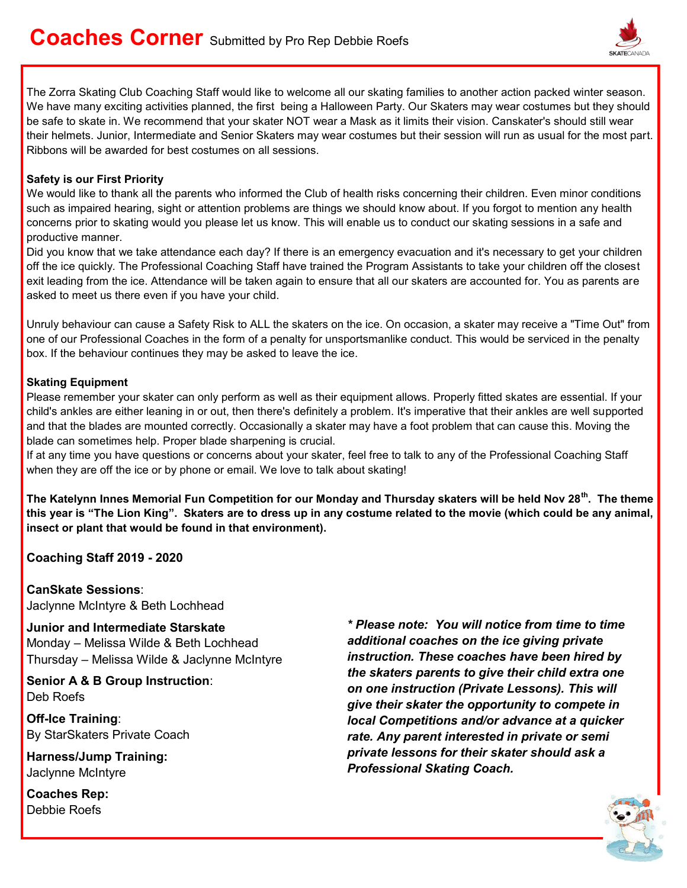# Coaches Corner

Submitted by Pro Rep Debbie Roefs

The Zorra Skating Club Coaching Staff would like to welcome all our skating families to another action packed winter season. We have many exciting activities planned, the first  being a Halloween Party. Our Skaters may wear costumes but they should be safe to skate in. We recommend that your skater NOT wear a Mask as it limits their vision. Canskater's should still wear their helmets. Junior, Intermediate and Senior Skaters may wear costumes but their session will run as usual for the most part. Ribbons will be awarded for best costumes on all sessions.

**Safety is our First Priority**

We would like to thank all the parents who informed the Club of health risks concerning their children. Even minor conditions such as impaired hearing, sight or attention problems are things we should know about. If you forgot to mention any health concerns prior to skating would you please let us know. This will enable us to conduct our skating sessions in a safe and productive manner.

Did you know that we take attendance each day? If there is an emergency evacuation and it's necessary to get your children off the ice quickly. The Professional Coaching Staff have trained the Program Assistants to take your children off the closest exit leading from the ice. Attendance will be taken again to ensure that all our skaters are accounted for. You as parents are asked to meet us there even if you have your child.

Unruly behaviour can cause a Safety Risk to ALL the skaters on the ice. On occasion, a skater may receive a "Time Out" from one of our Professional Coaches in the form of a penalty for unsportsmanlike conduct. This would be serviced in the penalty box. If the behaviour continues they may be asked to leave the ice.

**Skating Equipment**

Please remember your skater can only perform as well as their equipment allows. Properly fitted skates are essential. If your child's ankles are either leaning in or out, then there's definitely a problem. It's imperative that their ankles are well supported and that the blades are mounted correctly. Occasionally a skater may have a foot problem that can cause this. Moving the blade can sometimes help. Proper blade sharpening is crucial.

If at any time you have questions or concerns about your skater, feel free to talk to any of the Professional Coaching Staff when they are off the ice or by phone or email. We love to talk about skating!

**The Katelynn Innes Memorial Fun Competition for our Monday and Thursday skaters will be held Nov 28th. The theme this year is "The Lion King". Skaters are to dress up in any costume related to the movie (which could be any animal, insect or plant that would be found in that environment).**

**Coaching Staff 2019 - 2020**

**CanSkate Sessions**:
Jaclynne McIntyre & Beth Lochhead

**Junior and Intermediate Starskate**
Monday – Melissa Wilde & Beth Lochhead
Thursday – Melissa Wilde & Jaclynne McIntyre

**Senior A & B Group Instruction**:
Deb Roefs

**Off-Ice Training**:
By StarSkaters Private Coach

**Harness/Jump Training:**
Jaclynne McIntyre

**Coaches Rep:**
Debbie Roefs

***\* Please note: You will notice from time to time additional coaches on the ice giving private instruction. These coaches have been hired by the skaters parents to give their child extra one on one instruction (Private Lessons). This will give their skater the opportunity to compete in local Competitions and/or advance at a quicker rate. Any parent interested in private or semi private lessons for their skater should ask a Professional Skating Coach.***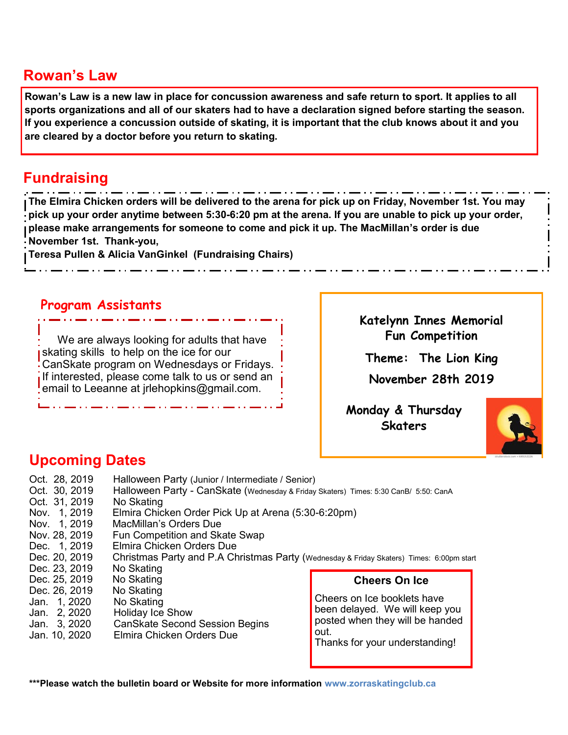## Rowan's Law

**Rowan's Law is a new law in place for concussion awareness and safe return to sport. It applies to all sports organizations and all of our skaters had to have a declaration signed before starting the season. If you experience a concussion outside of skating, it is important that the club knows about it and you are cleared by a doctor before you return to skating.**

## Fundraising

**The Elmira Chicken orders will be delivered to the arena for pick up on Friday, November 1st. You may pick up your order anytime between 5:30-6:20 pm at the arena. If you are unable to pick up your order, please make arrangements for someone to come and pick it up. The MacMillan's order is due November 1st. Thank-you,**
**Teresa Pullen & Alicia VanGinkel (Fundraising Chairs)**

## Program Assistants

We are always looking for adults that have skating skills to help on the ice for our CanSkate program on Wednesdays or Fridays. If interested, please come talk to us or send an email to Leeanne at jrlehopkins@gmail.com.

**Katelynn Innes Memorial Fun Competition**

**Theme: The Lion King**

**November 28th 2019**

**Monday & Thursday Skaters**

## Upcoming Dates

| | |
|---|---|
| Oct. 28, 2019 | Halloween Party (Junior / Intermediate / Senior) |
| Oct. 30, 2019 | Halloween Party - CanSkate (Wednesday & Friday Skaters) Times: 5:30 CanB/ 5:50: CanA |
| Oct. 31, 2019 | No Skating |
| Nov. 1, 2019 | Elmira Chicken Order Pick Up at Arena (5:30-6:20pm) |
| Nov. 1, 2019 | MacMillan's Orders Due |
| Nov. 28, 2019 | Fun Competition and Skate Swap |
| Dec. 1, 2019 | Elmira Chicken Orders Due |
| Dec. 20, 2019 | Christmas Party and P.A Christmas Party (Wednesday & Friday Skaters) Times: 6:00pm start |
| Dec. 23, 2019 | No Skating |
| Dec. 25, 2019 | No Skating |
| Dec. 26, 2019 | No Skating |
| Jan. 1, 2020 | No Skating |
| Jan. 2, 2020 | Holiday Ice Show |
| Jan. 3, 2020 | CanSkate Second Session Begins |
| Jan. 10, 2020 | Elmira Chicken Orders Due |

**Cheers On Ice**

Cheers on Ice booklets have been delayed. We will keep you posted when they will be handed out.
Thanks for your understanding!

**\*\*\*Please watch the bulletin board or Website for more information** www.zorraskatingclub.ca